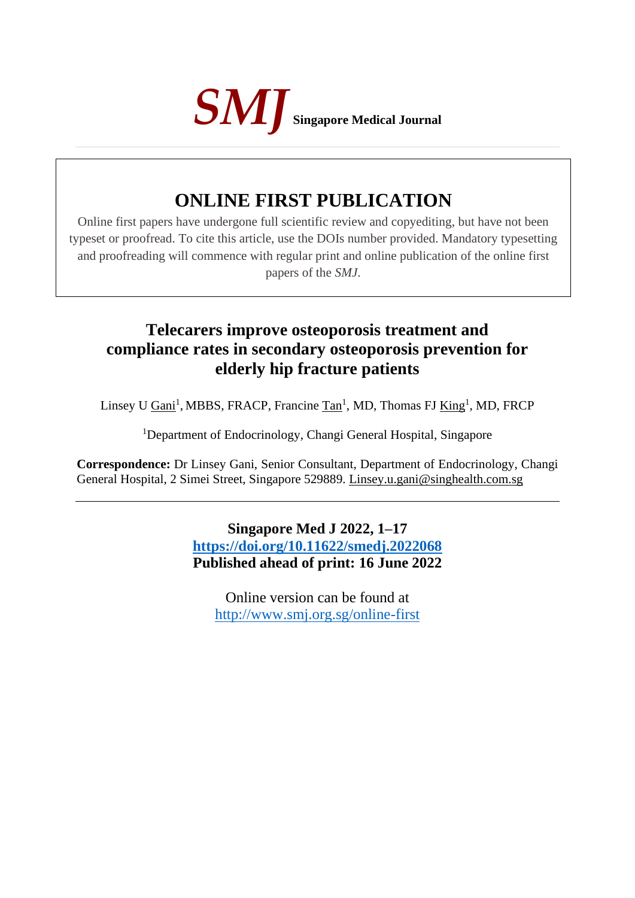***SMJ*** **Singapore Medical Journal**

# ONLINE FIRST PUBLICATION

Online first papers have undergone full scientific review and copyediting, but have not been typeset or proofread. To cite this article, use the DOIs number provided. Mandatory typesetting and proofreading will commence with regular print and online publication of the online first papers of the *SMJ*.

# Telecarers improve osteoporosis treatment and compliance rates in secondary osteoporosis prevention for elderly hip fracture patients

Linsey U Gani[1], MBBS, FRACP, Francine Tan[1], MD, Thomas FJ King[1], MD, FRCP

[1]Department of Endocrinology, Changi General Hospital, Singapore

**Correspondence:** Dr Linsey Gani, Senior Consultant, Department of Endocrinology, Changi General Hospital, 2 Simei Street, Singapore 529889. Linsey.u.gani@singhealth.com.sg

---

**Singapore Med J 2022, 1–17**
**https://doi.org/10.11622/smedj.2022068**
**Published ahead of print: 16 June 2022**

Online version can be found at
http://www.smj.org.sg/online-first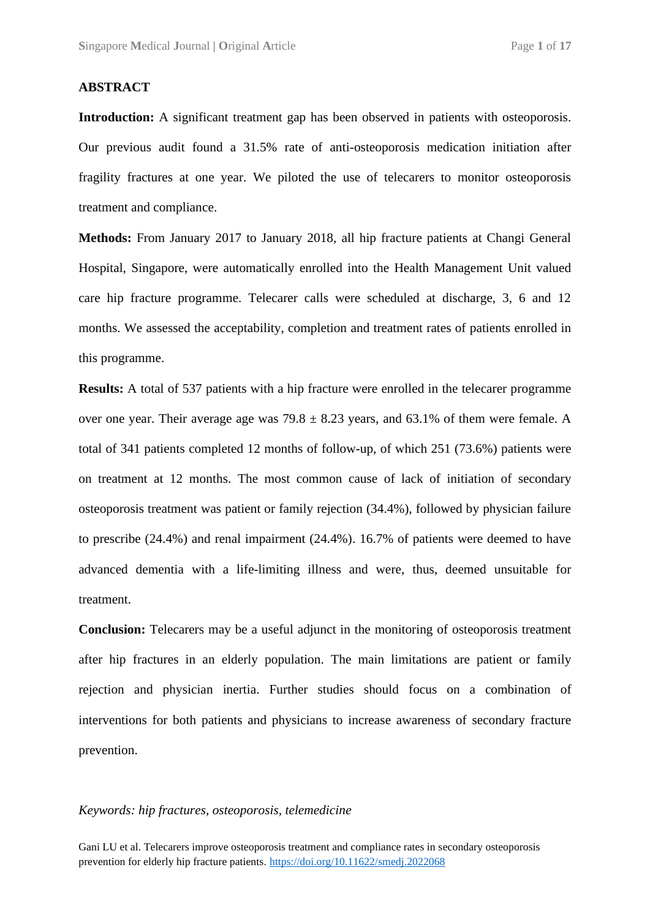## ABSTRACT

**Introduction:** A significant treatment gap has been observed in patients with osteoporosis. Our previous audit found a 31.5% rate of anti-osteoporosis medication initiation after fragility fractures at one year. We piloted the use of telecarers to monitor osteoporosis treatment and compliance.

**Methods:** From January 2017 to January 2018, all hip fracture patients at Changi General Hospital, Singapore, were automatically enrolled into the Health Management Unit valued care hip fracture programme. Telecarer calls were scheduled at discharge, 3, 6 and 12 months. We assessed the acceptability, completion and treatment rates of patients enrolled in this programme.

**Results:** A total of 537 patients with a hip fracture were enrolled in the telecarer programme over one year. Their average age was 79.8 ± 8.23 years, and 63.1% of them were female. A total of 341 patients completed 12 months of follow-up, of which 251 (73.6%) patients were on treatment at 12 months. The most common cause of lack of initiation of secondary osteoporosis treatment was patient or family rejection (34.4%), followed by physician failure to prescribe (24.4%) and renal impairment (24.4%). 16.7% of patients were deemed to have advanced dementia with a life-limiting illness and were, thus, deemed unsuitable for treatment.

**Conclusion:** Telecarers may be a useful adjunct in the monitoring of osteoporosis treatment after hip fractures in an elderly population. The main limitations are patient or family rejection and physician inertia. Further studies should focus on a combination of interventions for both patients and physicians to increase awareness of secondary fracture prevention.

*Keywords: hip fractures, osteoporosis, telemedicine*

Gani LU et al. Telecarers improve osteoporosis treatment and compliance rates in secondary osteoporosis prevention for elderly hip fracture patients. https://doi.org/10.11622/smedj.2022068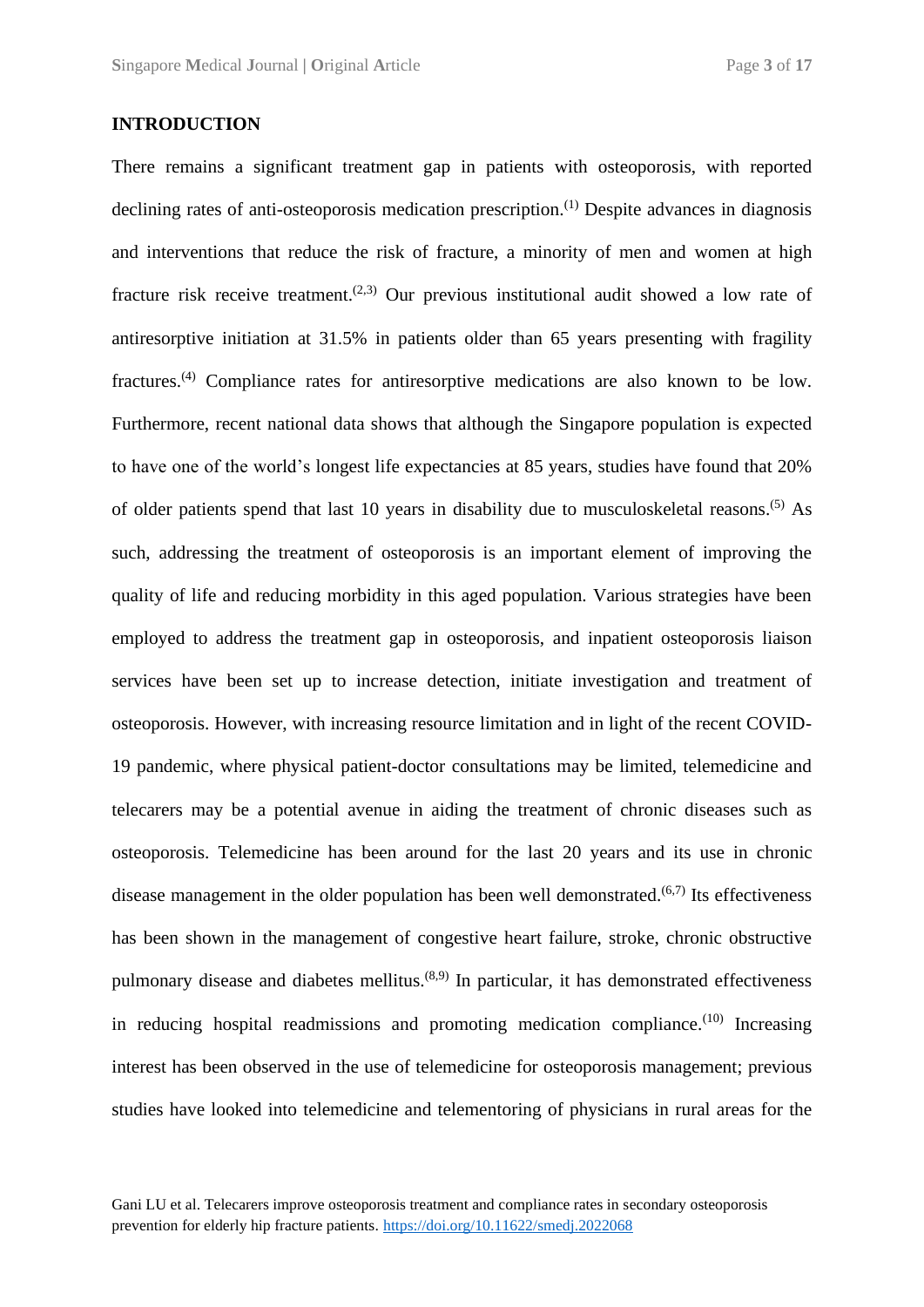## INTRODUCTION

There remains a significant treatment gap in patients with osteoporosis, with reported declining rates of anti-osteoporosis medication prescription.[1] Despite advances in diagnosis and interventions that reduce the risk of fracture, a minority of men and women at high fracture risk receive treatment.[2,3] Our previous institutional audit showed a low rate of antiresorptive initiation at 31.5% in patients older than 65 years presenting with fragility fractures.[4] Compliance rates for antiresorptive medications are also known to be low. Furthermore, recent national data shows that although the Singapore population is expected to have one of the world's longest life expectancies at 85 years, studies have found that 20% of older patients spend that last 10 years in disability due to musculoskeletal reasons.[5] As such, addressing the treatment of osteoporosis is an important element of improving the quality of life and reducing morbidity in this aged population. Various strategies have been employed to address the treatment gap in osteoporosis, and inpatient osteoporosis liaison services have been set up to increase detection, initiate investigation and treatment of osteoporosis. However, with increasing resource limitation and in light of the recent COVID-19 pandemic, where physical patient-doctor consultations may be limited, telemedicine and telecarers may be a potential avenue in aiding the treatment of chronic diseases such as osteoporosis. Telemedicine has been around for the last 20 years and its use in chronic disease management in the older population has been well demonstrated.[6,7] Its effectiveness has been shown in the management of congestive heart failure, stroke, chronic obstructive pulmonary disease and diabetes mellitus.[8,9] In particular, it has demonstrated effectiveness in reducing hospital readmissions and promoting medication compliance.[10] Increasing interest has been observed in the use of telemedicine for osteoporosis management; previous studies have looked into telemedicine and telementoring of physicians in rural areas for the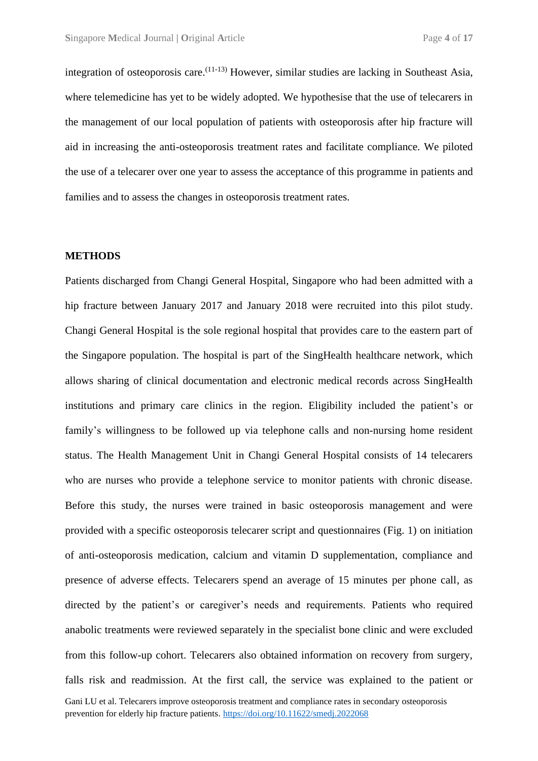integration of osteoporosis care.[11-13] However, similar studies are lacking in Southeast Asia, where telemedicine has yet to be widely adopted. We hypothesise that the use of telecarers in the management of our local population of patients with osteoporosis after hip fracture will aid in increasing the anti-osteoporosis treatment rates and facilitate compliance. We piloted the use of a telecarer over one year to assess the acceptance of this programme in patients and families and to assess the changes in osteoporosis treatment rates.

## METHODS

Patients discharged from Changi General Hospital, Singapore who had been admitted with a hip fracture between January 2017 and January 2018 were recruited into this pilot study. Changi General Hospital is the sole regional hospital that provides care to the eastern part of the Singapore population. The hospital is part of the SingHealth healthcare network, which allows sharing of clinical documentation and electronic medical records across SingHealth institutions and primary care clinics in the region. Eligibility included the patient's or family's willingness to be followed up via telephone calls and non-nursing home resident status. The Health Management Unit in Changi General Hospital consists of 14 telecarers who are nurses who provide a telephone service to monitor patients with chronic disease. Before this study, the nurses were trained in basic osteoporosis management and were provided with a specific osteoporosis telecarer script and questionnaires (Fig. 1) on initiation of anti-osteoporosis medication, calcium and vitamin D supplementation, compliance and presence of adverse effects. Telecarers spend an average of 15 minutes per phone call, as directed by the patient's or caregiver's needs and requirements. Patients who required anabolic treatments were reviewed separately in the specialist bone clinic and were excluded from this follow-up cohort. Telecarers also obtained information on recovery from surgery, falls risk and readmission. At the first call, the service was explained to the patient or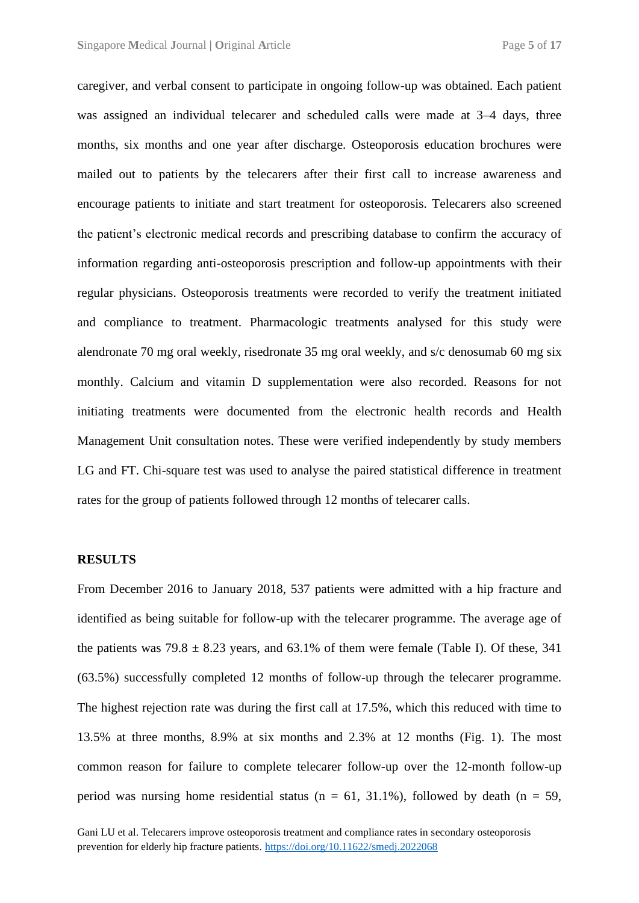caregiver, and verbal consent to participate in ongoing follow-up was obtained. Each patient was assigned an individual telecarer and scheduled calls were made at 3–4 days, three months, six months and one year after discharge. Osteoporosis education brochures were mailed out to patients by the telecarers after their first call to increase awareness and encourage patients to initiate and start treatment for osteoporosis. Telecarers also screened the patient's electronic medical records and prescribing database to confirm the accuracy of information regarding anti-osteoporosis prescription and follow-up appointments with their regular physicians. Osteoporosis treatments were recorded to verify the treatment initiated and compliance to treatment. Pharmacologic treatments analysed for this study were alendronate 70 mg oral weekly, risedronate 35 mg oral weekly, and s/c denosumab 60 mg six monthly. Calcium and vitamin D supplementation were also recorded. Reasons for not initiating treatments were documented from the electronic health records and Health Management Unit consultation notes. These were verified independently by study members LG and FT. Chi-square test was used to analyse the paired statistical difference in treatment rates for the group of patients followed through 12 months of telecarer calls.

## RESULTS

From December 2016 to January 2018, 537 patients were admitted with a hip fracture and identified as being suitable for follow-up with the telecarer programme. The average age of the patients was 79.8 ± 8.23 years, and 63.1% of them were female (Table I). Of these, 341 (63.5%) successfully completed 12 months of follow-up through the telecarer programme. The highest rejection rate was during the first call at 17.5%, which this reduced with time to 13.5% at three months, 8.9% at six months and 2.3% at 12 months (Fig. 1). The most common reason for failure to complete telecarer follow-up over the 12-month follow-up period was nursing home residential status (n = 61, 31.1%), followed by death (n = 59,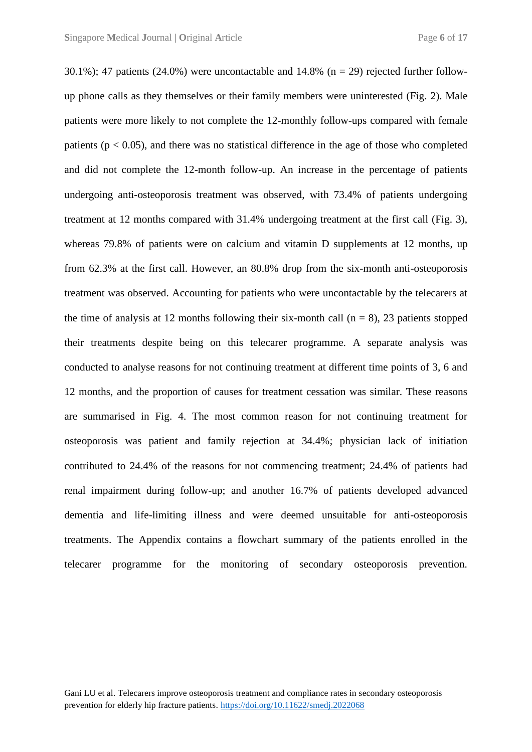30.1%); 47 patients (24.0%) were uncontactable and 14.8% (n = 29) rejected further follow-up phone calls as they themselves or their family members were uninterested (Fig. 2). Male patients were more likely to not complete the 12-monthly follow-ups compared with female patients ($p < 0.05$), and there was no statistical difference in the age of those who completed and did not complete the 12-month follow-up. An increase in the percentage of patients undergoing anti-osteoporosis treatment was observed, with 73.4% of patients undergoing treatment at 12 months compared with 31.4% undergoing treatment at the first call (Fig. 3), whereas 79.8% of patients were on calcium and vitamin D supplements at 12 months, up from 62.3% at the first call. However, an 80.8% drop from the six-month anti-osteoporosis treatment was observed. Accounting for patients who were uncontactable by the telecarers at the time of analysis at 12 months following their six-month call (n = 8), 23 patients stopped their treatments despite being on this telecarer programme. A separate analysis was conducted to analyse reasons for not continuing treatment at different time points of 3, 6 and 12 months, and the proportion of causes for treatment cessation was similar. These reasons are summarised in Fig. 4. The most common reason for not continuing treatment for osteoporosis was patient and family rejection at 34.4%; physician lack of initiation contributed to 24.4% of the reasons for not commencing treatment; 24.4% of patients had renal impairment during follow-up; and another 16.7% of patients developed advanced dementia and life-limiting illness and were deemed unsuitable for anti-osteoporosis treatments. The Appendix contains a flowchart summary of the patients enrolled in the telecarer programme for the monitoring of secondary osteoporosis prevention.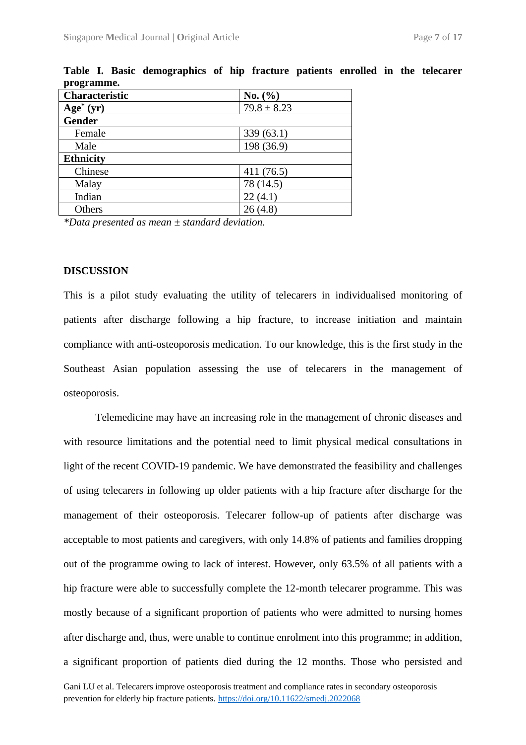**Table I. Basic demographics of hip fracture patients enrolled in the telecarer programme.**

| Characteristic | No. (%) |
|---|---|
| **Age* (yr)** | $79.8 \pm 8.23$ |
| **Gender** | |
| Female | 339 (63.1) |
| Male | 198 (36.9) |
| **Ethnicity** | |
| Chinese | 411 (76.5) |
| Malay | 78 (14.5) |
| Indian | 22 (4.1) |
| Others | 26 (4.8) |

*\*Data presented as mean ± standard deviation.*

## DISCUSSION

This is a pilot study evaluating the utility of telecarers in individualised monitoring of patients after discharge following a hip fracture, to increase initiation and maintain compliance with anti-osteoporosis medication. To our knowledge, this is the first study in the Southeast Asian population assessing the use of telecarers in the management of osteoporosis.

Telemedicine may have an increasing role in the management of chronic diseases and with resource limitations and the potential need to limit physical medical consultations in light of the recent COVID-19 pandemic. We have demonstrated the feasibility and challenges of using telecarers in following up older patients with a hip fracture after discharge for the management of their osteoporosis. Telecarer follow-up of patients after discharge was acceptable to most patients and caregivers, with only 14.8% of patients and families dropping out of the programme owing to lack of interest. However, only 63.5% of all patients with a hip fracture were able to successfully complete the 12-month telecarer programme. This was mostly because of a significant proportion of patients who were admitted to nursing homes after discharge and, thus, were unable to continue enrolment into this programme; in addition, a significant proportion of patients died during the 12 months. Those who persisted and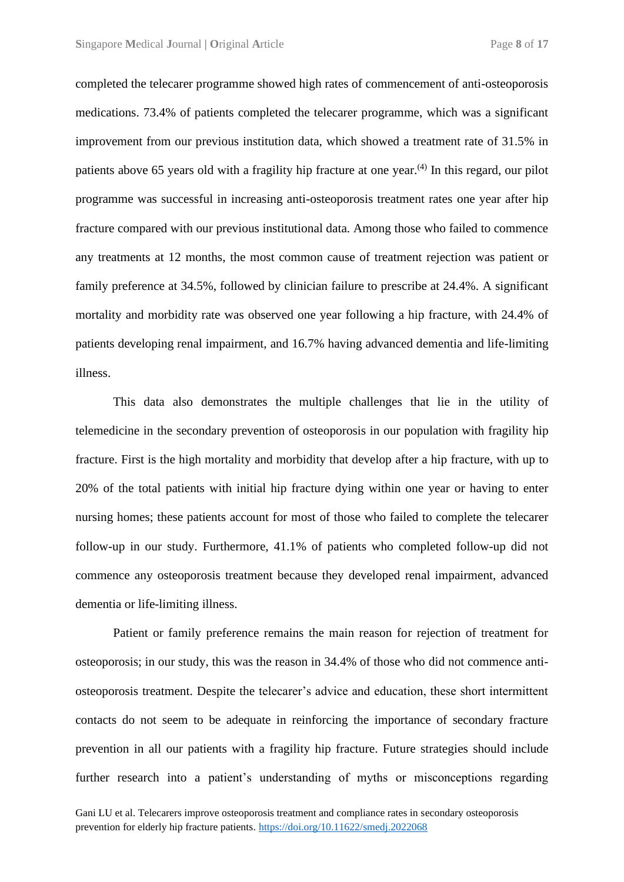completed the telecarer programme showed high rates of commencement of anti-osteoporosis medications. 73.4% of patients completed the telecarer programme, which was a significant improvement from our previous institution data, which showed a treatment rate of 31.5% in patients above 65 years old with a fragility hip fracture at one year.[4] In this regard, our pilot programme was successful in increasing anti-osteoporosis treatment rates one year after hip fracture compared with our previous institutional data. Among those who failed to commence any treatments at 12 months, the most common cause of treatment rejection was patient or family preference at 34.5%, followed by clinician failure to prescribe at 24.4%. A significant mortality and morbidity rate was observed one year following a hip fracture, with 24.4% of patients developing renal impairment, and 16.7% having advanced dementia and life-limiting illness.

This data also demonstrates the multiple challenges that lie in the utility of telemedicine in the secondary prevention of osteoporosis in our population with fragility hip fracture. First is the high mortality and morbidity that develop after a hip fracture, with up to 20% of the total patients with initial hip fracture dying within one year or having to enter nursing homes; these patients account for most of those who failed to complete the telecarer follow-up in our study. Furthermore, 41.1% of patients who completed follow-up did not commence any osteoporosis treatment because they developed renal impairment, advanced dementia or life-limiting illness.

Patient or family preference remains the main reason for rejection of treatment for osteoporosis; in our study, this was the reason in 34.4% of those who did not commence anti-osteoporosis treatment. Despite the telecarer's advice and education, these short intermittent contacts do not seem to be adequate in reinforcing the importance of secondary fracture prevention in all our patients with a fragility hip fracture. Future strategies should include further research into a patient's understanding of myths or misconceptions regarding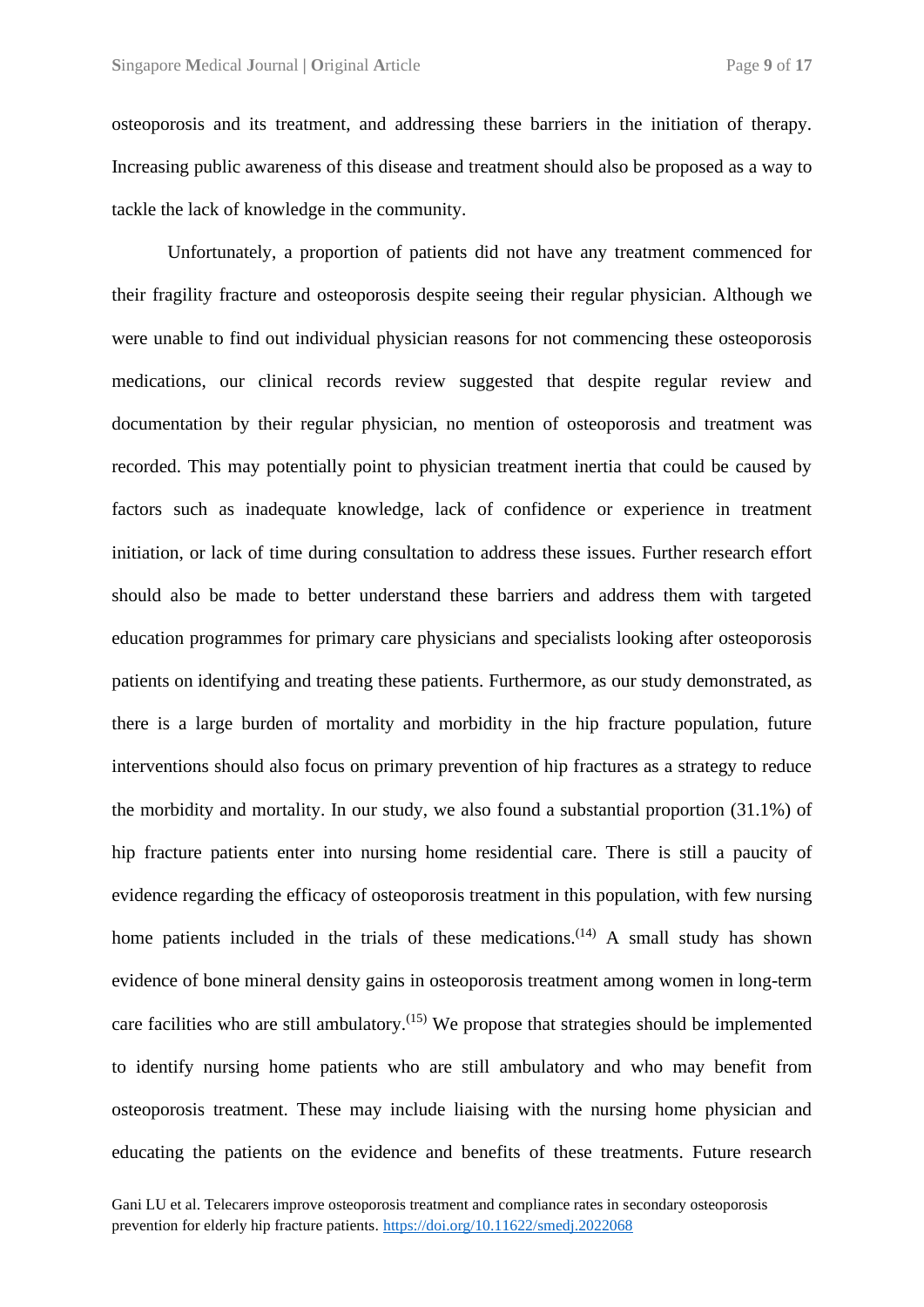osteoporosis and its treatment, and addressing these barriers in the initiation of therapy. Increasing public awareness of this disease and treatment should also be proposed as a way to tackle the lack of knowledge in the community.

Unfortunately, a proportion of patients did not have any treatment commenced for their fragility fracture and osteoporosis despite seeing their regular physician. Although we were unable to find out individual physician reasons for not commencing these osteoporosis medications, our clinical records review suggested that despite regular review and documentation by their regular physician, no mention of osteoporosis and treatment was recorded. This may potentially point to physician treatment inertia that could be caused by factors such as inadequate knowledge, lack of confidence or experience in treatment initiation, or lack of time during consultation to address these issues. Further research effort should also be made to better understand these barriers and address them with targeted education programmes for primary care physicians and specialists looking after osteoporosis patients on identifying and treating these patients. Furthermore, as our study demonstrated, as there is a large burden of mortality and morbidity in the hip fracture population, future interventions should also focus on primary prevention of hip fractures as a strategy to reduce the morbidity and mortality. In our study, we also found a substantial proportion (31.1%) of hip fracture patients enter into nursing home residential care. There is still a paucity of evidence regarding the efficacy of osteoporosis treatment in this population, with few nursing home patients included in the trials of these medications.(14) A small study has shown evidence of bone mineral density gains in osteoporosis treatment among women in long-term care facilities who are still ambulatory.(15) We propose that strategies should be implemented to identify nursing home patients who are still ambulatory and who may benefit from osteoporosis treatment. These may include liaising with the nursing home physician and educating the patients on the evidence and benefits of these treatments. Future research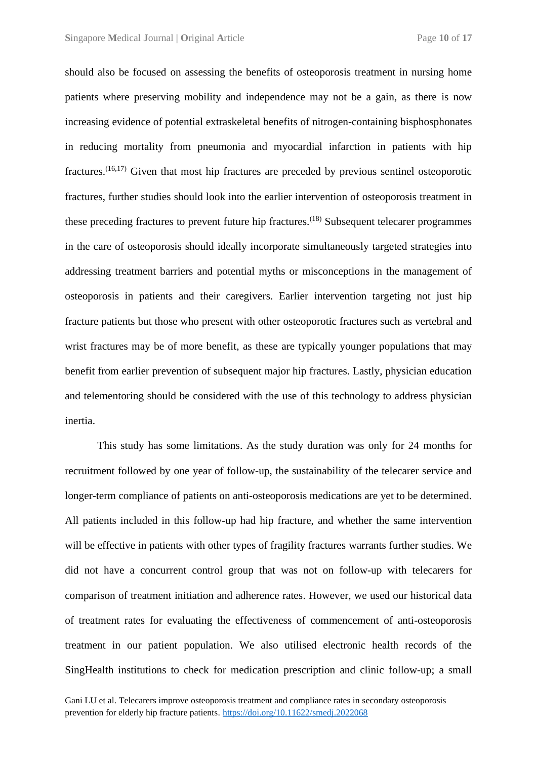should also be focused on assessing the benefits of osteoporosis treatment in nursing home patients where preserving mobility and independence may not be a gain, as there is now increasing evidence of potential extraskeletal benefits of nitrogen-containing bisphosphonates in reducing mortality from pneumonia and myocardial infarction in patients with hip fractures.[16,17] Given that most hip fractures are preceded by previous sentinel osteoporotic fractures, further studies should look into the earlier intervention of osteoporosis treatment in these preceding fractures to prevent future hip fractures.[18] Subsequent telecarer programmes in the care of osteoporosis should ideally incorporate simultaneously targeted strategies into addressing treatment barriers and potential myths or misconceptions in the management of osteoporosis in patients and their caregivers. Earlier intervention targeting not just hip fracture patients but those who present with other osteoporotic fractures such as vertebral and wrist fractures may be of more benefit, as these are typically younger populations that may benefit from earlier prevention of subsequent major hip fractures. Lastly, physician education and telementoring should be considered with the use of this technology to address physician inertia.

This study has some limitations. As the study duration was only for 24 months for recruitment followed by one year of follow-up, the sustainability of the telecarer service and longer-term compliance of patients on anti-osteoporosis medications are yet to be determined. All patients included in this follow-up had hip fracture, and whether the same intervention will be effective in patients with other types of fragility fractures warrants further studies. We did not have a concurrent control group that was not on follow-up with telecarers for comparison of treatment initiation and adherence rates. However, we used our historical data of treatment rates for evaluating the effectiveness of commencement of anti-osteoporosis treatment in our patient population. We also utilised electronic health records of the SingHealth institutions to check for medication prescription and clinic follow-up; a small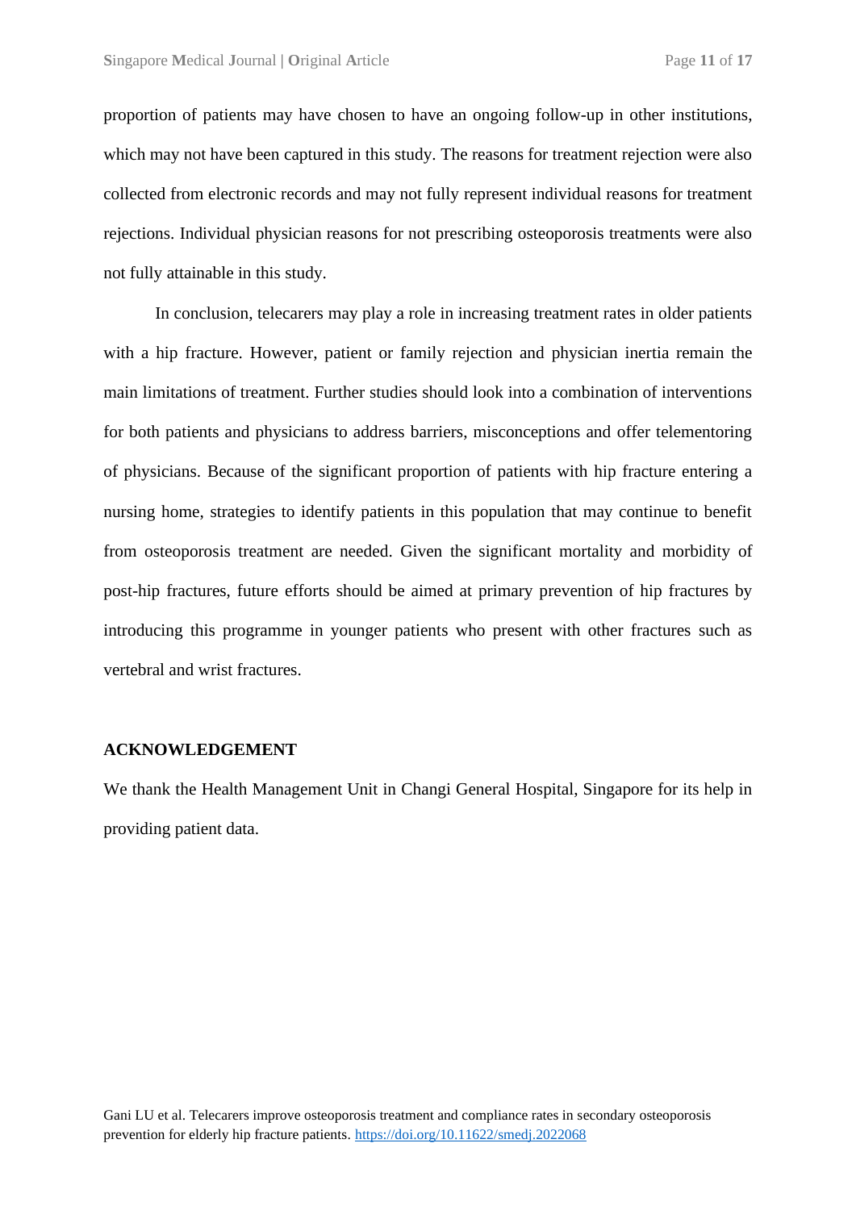proportion of patients may have chosen to have an ongoing follow-up in other institutions, which may not have been captured in this study. The reasons for treatment rejection were also collected from electronic records and may not fully represent individual reasons for treatment rejections. Individual physician reasons for not prescribing osteoporosis treatments were also not fully attainable in this study.

In conclusion, telecarers may play a role in increasing treatment rates in older patients with a hip fracture. However, patient or family rejection and physician inertia remain the main limitations of treatment. Further studies should look into a combination of interventions for both patients and physicians to address barriers, misconceptions and offer telementoring of physicians. Because of the significant proportion of patients with hip fracture entering a nursing home, strategies to identify patients in this population that may continue to benefit from osteoporosis treatment are needed. Given the significant mortality and morbidity of post-hip fractures, future efforts should be aimed at primary prevention of hip fractures by introducing this programme in younger patients who present with other fractures such as vertebral and wrist fractures.

## ACKNOWLEDGEMENT

We thank the Health Management Unit in Changi General Hospital, Singapore for its help in providing patient data.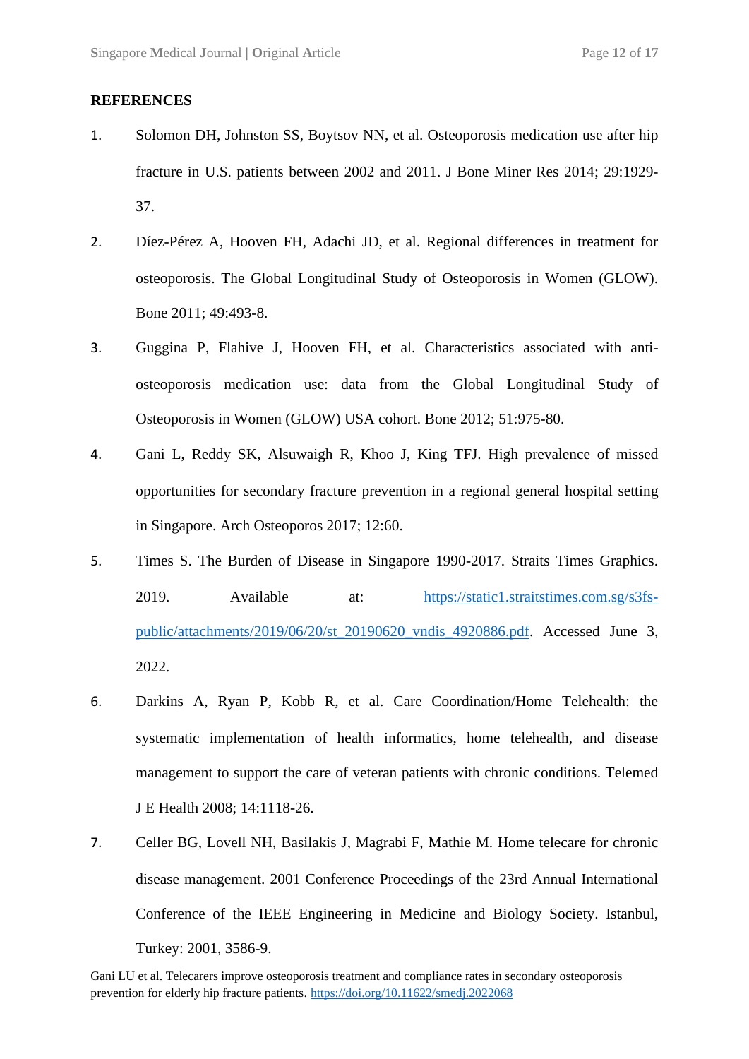## REFERENCES

1. Solomon DH, Johnston SS, Boytsov NN, et al. Osteoporosis medication use after hip fracture in U.S. patients between 2002 and 2011. J Bone Miner Res 2014; 29:1929-37.
2. Díez-Pérez A, Hooven FH, Adachi JD, et al. Regional differences in treatment for osteoporosis. The Global Longitudinal Study of Osteoporosis in Women (GLOW). Bone 2011; 49:493-8.
3. Guggina P, Flahive J, Hooven FH, et al. Characteristics associated with anti-osteoporosis medication use: data from the Global Longitudinal Study of Osteoporosis in Women (GLOW) USA cohort. Bone 2012; 51:975-80.
4. Gani L, Reddy SK, Alsuwaigh R, Khoo J, King TFJ. High prevalence of missed opportunities for secondary fracture prevention in a regional general hospital setting in Singapore. Arch Osteoporos 2017; 12:60.
5. Times S. The Burden of Disease in Singapore 1990-2017. Straits Times Graphics. 2019. Available at: https://static1.straitstimes.com.sg/s3fs-public/attachments/2019/06/20/st_20190620_vndis_4920886.pdf. Accessed June 3, 2022.
6. Darkins A, Ryan P, Kobb R, et al. Care Coordination/Home Telehealth: the systematic implementation of health informatics, home telehealth, and disease management to support the care of veteran patients with chronic conditions. Telemed J E Health 2008; 14:1118-26.
7. Celler BG, Lovell NH, Basilakis J, Magrabi F, Mathie M. Home telecare for chronic disease management. 2001 Conference Proceedings of the 23rd Annual International Conference of the IEEE Engineering in Medicine and Biology Society. Istanbul, Turkey: 2001, 3586-9.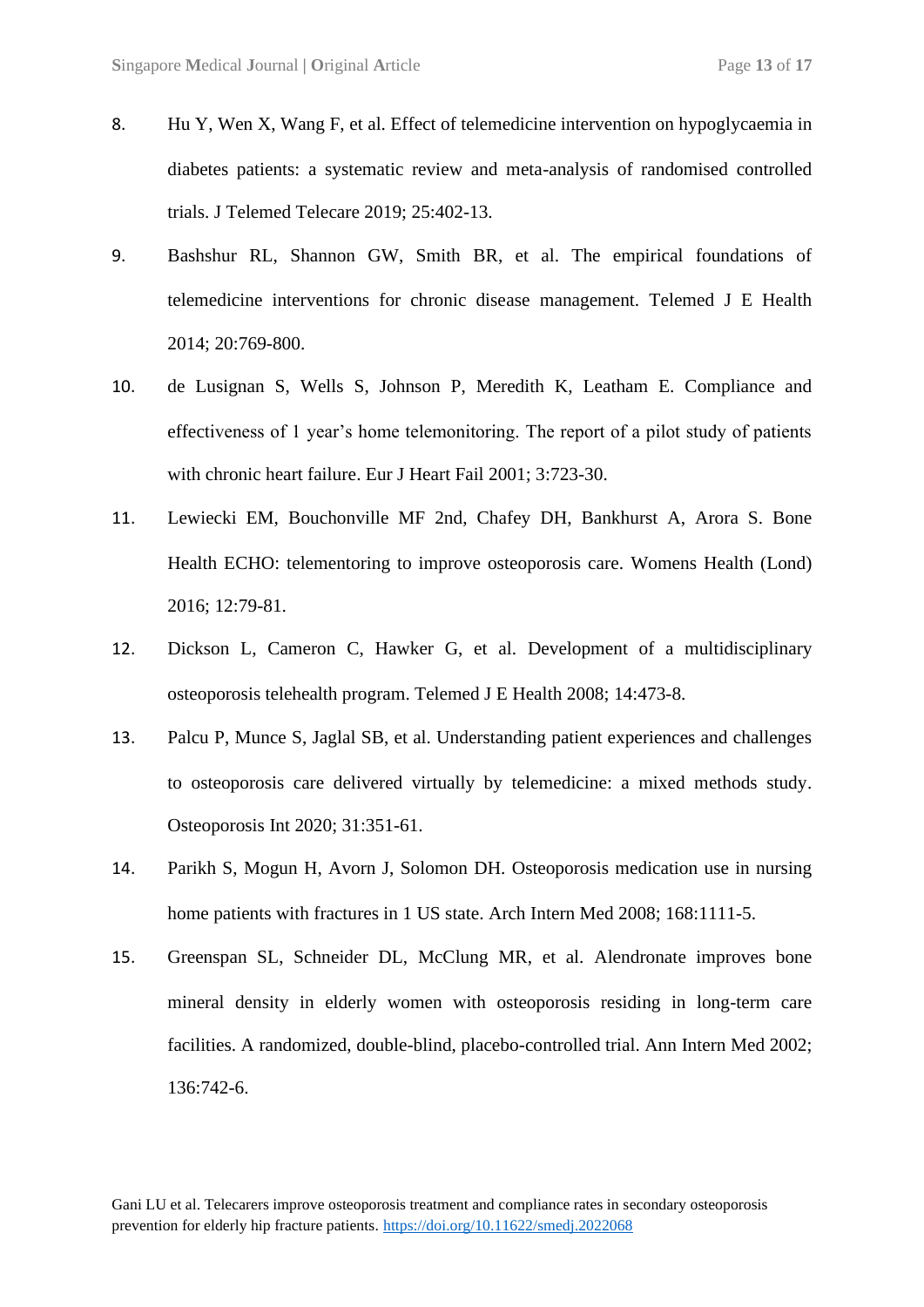8. Hu Y, Wen X, Wang F, et al. Effect of telemedicine intervention on hypoglycaemia in diabetes patients: a systematic review and meta-analysis of randomised controlled trials. J Telemed Telecare 2019; 25:402-13.
9. Bashshur RL, Shannon GW, Smith BR, et al. The empirical foundations of telemedicine interventions for chronic disease management. Telemed J E Health 2014; 20:769-800.
10. de Lusignan S, Wells S, Johnson P, Meredith K, Leatham E. Compliance and effectiveness of 1 year's home telemonitoring. The report of a pilot study of patients with chronic heart failure. Eur J Heart Fail 2001; 3:723-30.
11. Lewiecki EM, Bouchonville MF 2nd, Chafey DH, Bankhurst A, Arora S. Bone Health ECHO: telementoring to improve osteoporosis care. Womens Health (Lond) 2016; 12:79-81.
12. Dickson L, Cameron C, Hawker G, et al. Development of a multidisciplinary osteoporosis telehealth program. Telemed J E Health 2008; 14:473-8.
13. Palcu P, Munce S, Jaglal SB, et al. Understanding patient experiences and challenges to osteoporosis care delivered virtually by telemedicine: a mixed methods study. Osteoporosis Int 2020; 31:351-61.
14. Parikh S, Mogun H, Avorn J, Solomon DH. Osteoporosis medication use in nursing home patients with fractures in 1 US state. Arch Intern Med 2008; 168:1111-5.
15. Greenspan SL, Schneider DL, McClung MR, et al. Alendronate improves bone mineral density in elderly women with osteoporosis residing in long-term care facilities. A randomized, double-blind, placebo-controlled trial. Ann Intern Med 2002; 136:742-6.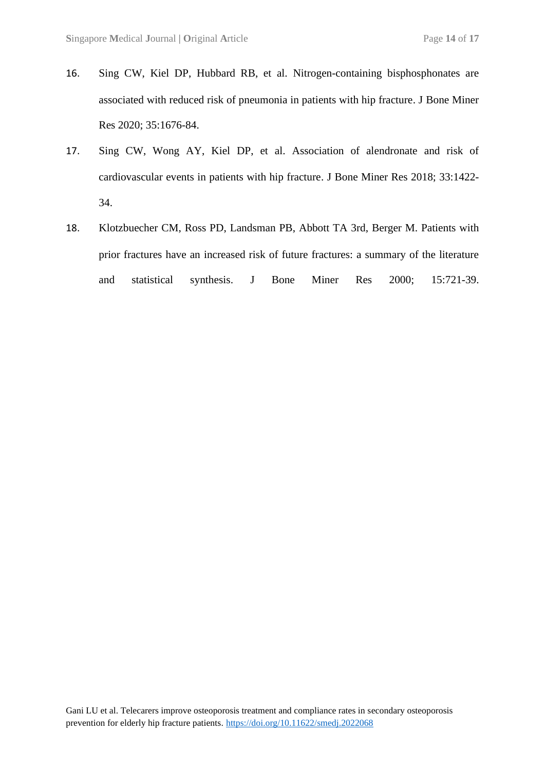16. Sing CW, Kiel DP, Hubbard RB, et al. Nitrogen-containing bisphosphonates are associated with reduced risk of pneumonia in patients with hip fracture. J Bone Miner Res 2020; 35:1676-84.
17. Sing CW, Wong AY, Kiel DP, et al. Association of alendronate and risk of cardiovascular events in patients with hip fracture. J Bone Miner Res 2018; 33:1422-34.
18. Klotzbuecher CM, Ross PD, Landsman PB, Abbott TA 3rd, Berger M. Patients with prior fractures have an increased risk of future fractures: a summary of the literature and statistical synthesis. J Bone Miner Res 2000; 15:721-39.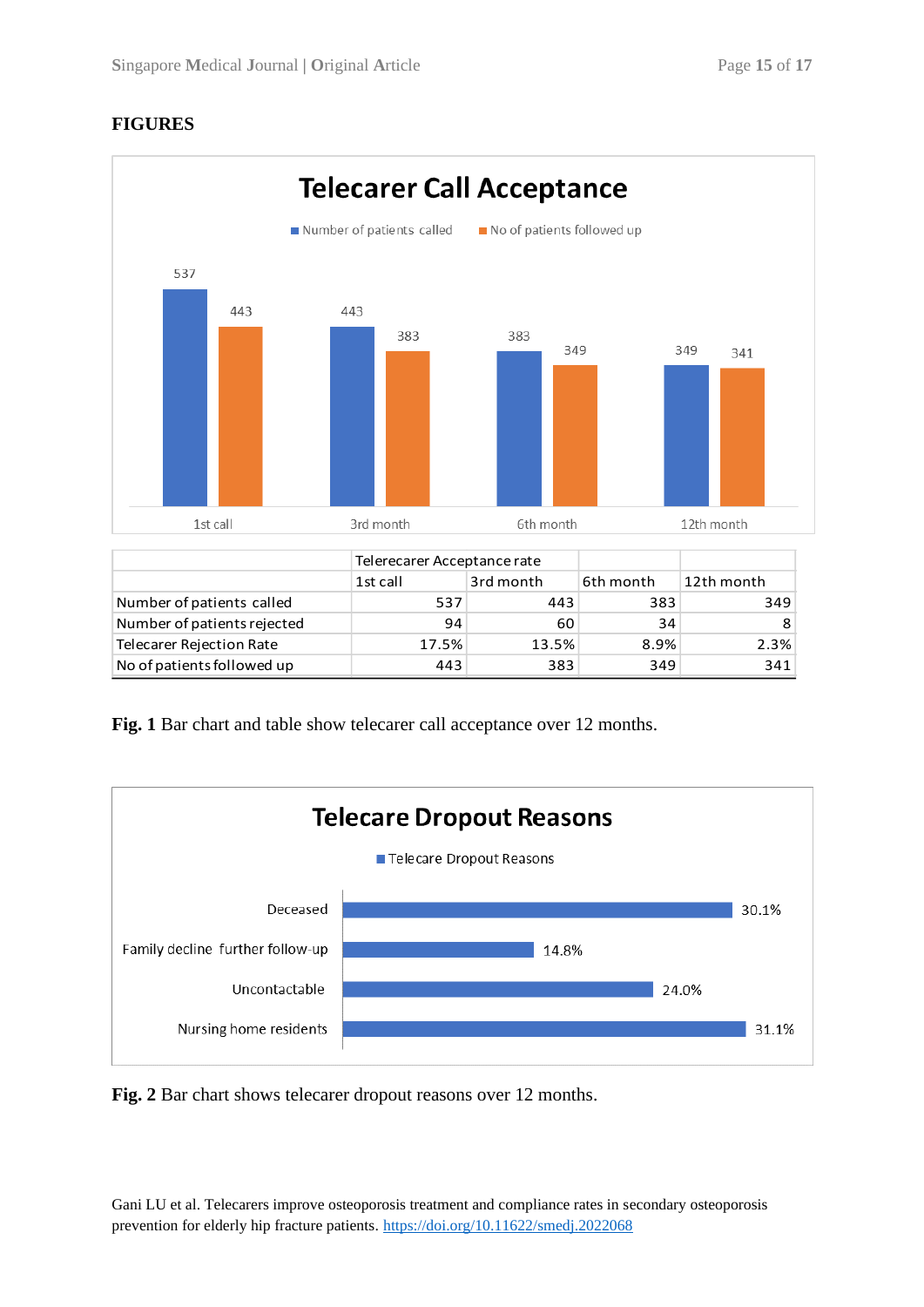# FIGURES

**Telecarer Call Acceptance**

| | Telerecarer Acceptance rate | | | |
|---|---|---|---|---|
| | 1st call | 3rd month | 6th month | 12th month |
| Number of patients called | 537 | 443 | 383 | 349 |
| Number of patients rejected | 94 | 60 | 34 | 8 |
| Telecarer Rejection Rate | 17.5% | 13.5% | 8.9% | 2.3% |
| No of patients followed up | 443 | 383 | 349 | 341 |

**Fig. 1** Bar chart and table show telecarer call acceptance over 12 months.

**Telecare Dropout Reasons**

| Telecare Dropout Reasons | |
|---|---|
| Deceased | 30.1% |
| Family decline further follow-up | 14.8% |
| Uncontactable | 24.0% |
| Nursing home residents | 31.1% |

**Fig. 2** Bar chart shows telecarer dropout reasons over 12 months.

Gani LU et al. Telecarers improve osteoporosis treatment and compliance rates in secondary osteoporosis prevention for elderly hip fracture patients. https://doi.org/10.11622/smedj.2022068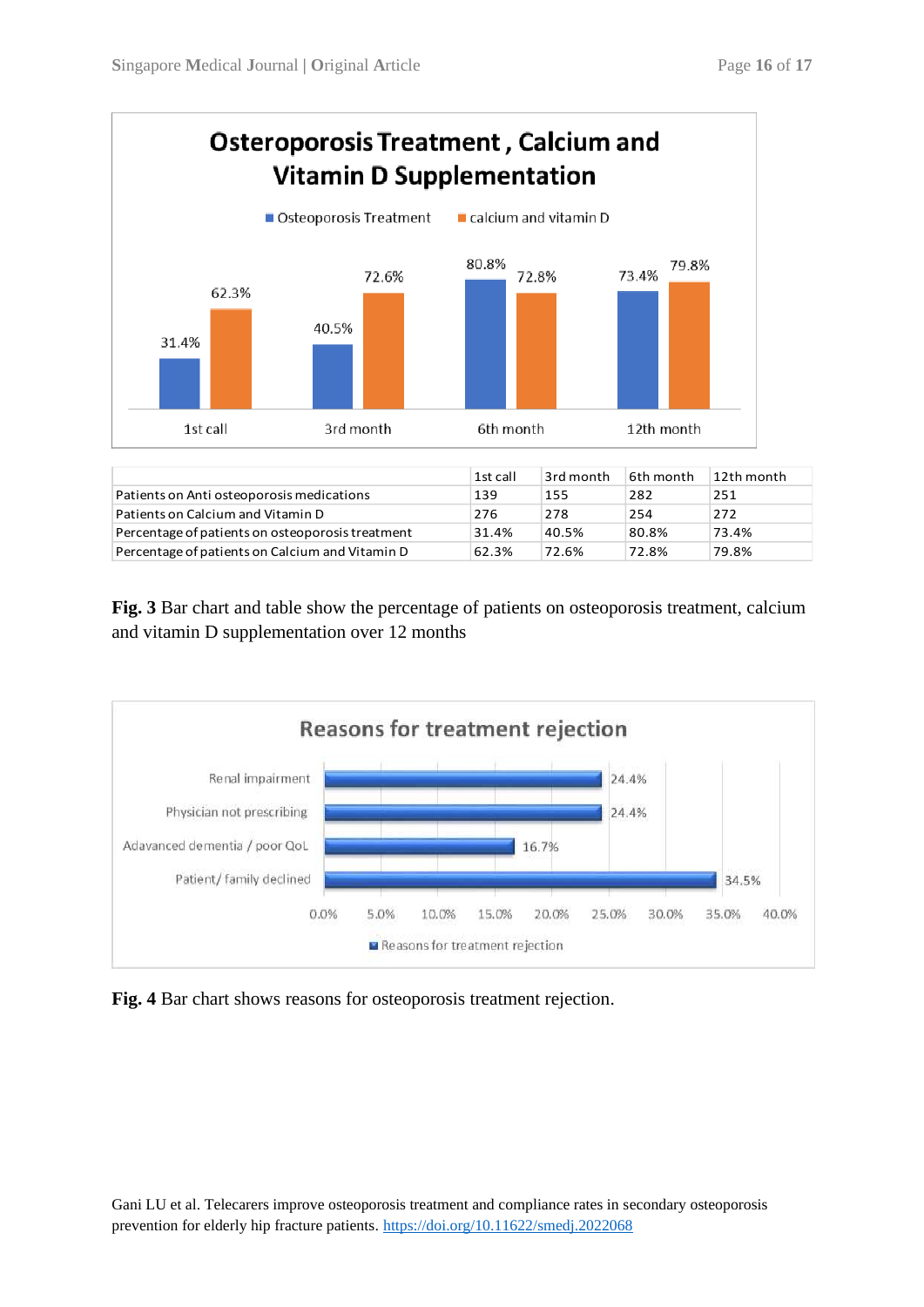| | 1st call | 3rd month | 6th month | 12th month |
|---|---|---|---|---|
| Patients on Anti osteoporosis medications | 139 | 155 | 282 | 251 |
| Patients on Calcium and Vitamin D | 276 | 278 | 254 | 272 |
| Percentage of patients on osteoporosis treatment | 31.4% | 40.5% | 80.8% | 73.4% |
| Percentage of patients on Calcium and Vitamin D | 62.3% | 72.6% | 72.8% | 79.8% |

**Fig. 3** Bar chart and table show the percentage of patients on osteoporosis treatment, calcium and vitamin D supplementation over 12 months

**Fig. 4** Bar chart shows reasons for osteoporosis treatment rejection.

Gani LU et al. Telecarers improve osteoporosis treatment and compliance rates in secondary osteoporosis prevention for elderly hip fracture patients. https://doi.org/10.11622/smedj.2022068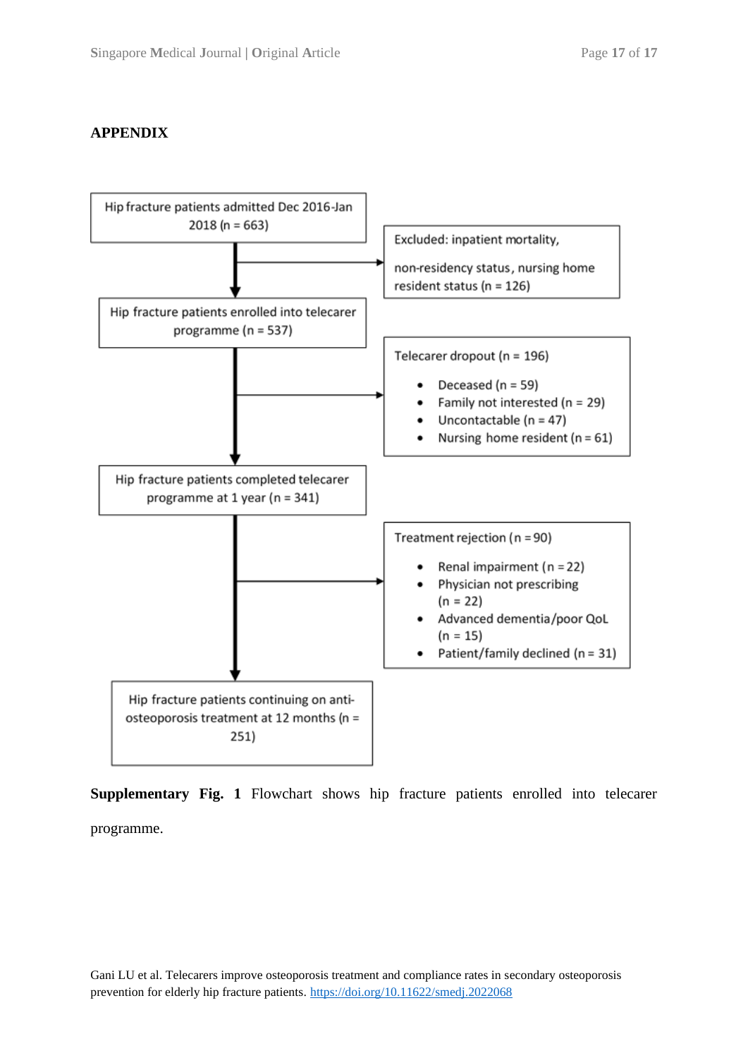## APPENDIX

Hip fracture patients admitted Dec 2016-Jan 2018 (n = 663)

Excluded: inpatient mortality, non-residency status, nursing home resident status (n = 126)

Hip fracture patients enrolled into telecarer programme (n = 537)

Telecarer dropout (n = 196)

- Deceased (n = 59)
- Family not interested (n = 29)
- Uncontactable (n = 47)
- Nursing home resident (n = 61)

Hip fracture patients completed telecarer programme at 1 year (n = 341)

Treatment rejection (n = 90)

- Renal impairment (n = 22)
- Physician not prescribing (n = 22)
- Advanced dementia/poor QoL (n = 15)
- Patient/family declined (n = 31)

Hip fracture patients continuing on anti-osteoporosis treatment at 12 months (n = 251)

**Supplementary Fig. 1** Flowchart shows hip fracture patients enrolled into telecarer programme.